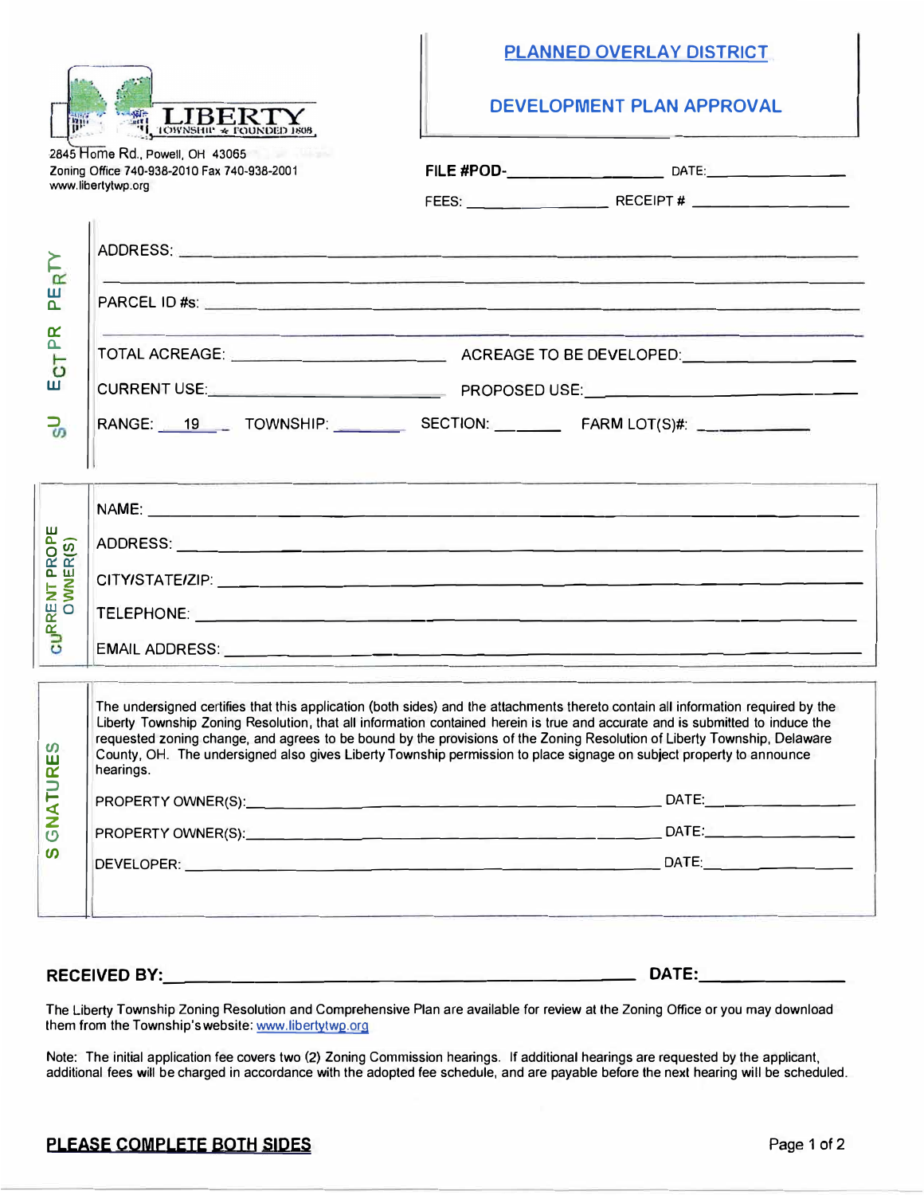**LIBERTY**
TOWNSHIP ★ FOUNDED 1808

2845 Home Rd., Powell, OH 43065
Zoning Office 740-938-2010 Fax 740-938-2001
www.libertytwp.org

# PLANNED OVERLAY DISTRICT

## DEVELOPMENT PLAN APPROVAL

**FILE #POD-**\_\_\_\_\_\_\_\_\_\_\_\_\_\_\_\_\_\_ DATE:\_\_\_\_\_\_\_\_\_\_\_\_\_\_\_\_

FEES: \_\_\_\_\_\_\_\_\_\_\_\_\_\_\_\_ RECEIPT # \_\_\_\_\_\_\_\_\_\_\_\_\_\_\_\_\_\_

### SUBJECT PROPERTY

ADDRESS: \_\_\_\_\_\_\_\_\_\_\_\_\_\_\_\_\_\_\_\_\_\_\_\_\_\_\_\_\_\_\_\_\_\_\_\_\_\_\_\_\_\_\_\_\_\_\_\_\_\_\_\_\_\_\_\_

\_\_\_\_\_\_\_\_\_\_\_\_\_\_\_\_\_\_\_\_\_\_\_\_\_\_\_\_\_\_\_\_\_\_\_\_\_\_\_\_\_\_\_\_\_\_\_\_\_\_\_\_\_\_\_\_\_\_\_\_\_\_\_\_

PARCEL ID #s: \_\_\_\_\_\_\_\_\_\_\_\_\_\_\_\_\_\_\_\_\_\_\_\_\_\_\_\_\_\_\_\_\_\_\_\_\_\_\_\_\_\_\_\_\_\_\_\_\_\_\_\_

\_\_\_\_\_\_\_\_\_\_\_\_\_\_\_\_\_\_\_\_\_\_\_\_\_\_\_\_\_\_\_\_\_\_\_\_\_\_\_\_\_\_\_\_\_\_\_\_\_\_\_\_\_\_\_\_\_\_\_\_\_\_\_\_

TOTAL ACREAGE: \_\_\_\_\_\_\_\_\_\_\_\_\_\_\_\_\_\_\_\_ ACREAGE TO BE DEVELOPED:\_\_\_\_\_\_\_\_\_\_\_\_\_\_\_\_

CURRENT USE:\_\_\_\_\_\_\_\_\_\_\_\_\_\_\_\_\_\_\_\_\_\_\_ PROPOSED USE:\_\_\_\_\_\_\_\_\_\_\_\_\_\_\_\_\_\_\_\_\_\_

RANGE: 19 TOWNSHIP: \_\_\_\_\_\_\_ SECTION: \_\_\_\_\_\_\_ FARM LOT(S)#: \_\_\_\_\_\_\_\_\_\_

### CURRENT PROPERTY OWNER(S)

NAME: \_\_\_\_\_\_\_\_\_\_\_\_\_\_\_\_\_\_\_\_\_\_\_\_\_\_\_\_\_\_\_\_\_\_\_\_\_\_\_\_\_\_\_\_\_\_\_\_\_\_\_\_\_\_\_\_\_\_\_\_

ADDRESS: \_\_\_\_\_\_\_\_\_\_\_\_\_\_\_\_\_\_\_\_\_\_\_\_\_\_\_\_\_\_\_\_\_\_\_\_\_\_\_\_\_\_\_\_\_\_\_\_\_\_\_\_\_\_\_\_

CITY/STATE/ZIP: \_\_\_\_\_\_\_\_\_\_\_\_\_\_\_\_\_\_\_\_\_\_\_\_\_\_\_\_\_\_\_\_\_\_\_\_\_\_\_\_\_\_\_\_\_\_\_\_\_\_

TELEPHONE: \_\_\_\_\_\_\_\_\_\_\_\_\_\_\_\_\_\_\_\_\_\_\_\_\_\_\_\_\_\_\_\_\_\_\_\_\_\_\_\_\_\_\_\_\_\_\_\_\_\_\_\_\_\_

EMAIL ADDRESS: \_\_\_\_\_\_\_\_\_\_\_\_\_\_\_\_\_\_\_\_\_\_\_\_\_\_\_\_\_\_\_\_\_\_\_\_\_\_\_\_\_\_\_\_\_\_\_\_\_\_

### SIGNATURES

The undersigned certifies that this application (both sides) and the attachments thereto contain all information required by the Liberty Township Zoning Resolution, that all information contained herein is true and accurate and is submitted to induce the requested zoning change, and agrees to be bound by the provisions of the Zoning Resolution of Liberty Township, Delaware County, OH. The undersigned also gives Liberty Township permission to place signage on subject property to announce hearings.

PROPERTY OWNER(S):\_\_\_\_\_\_\_\_\_\_\_\_\_\_\_\_\_\_\_\_\_\_\_\_\_\_\_\_\_\_\_\_\_\_\_\_\_\_\_\_\_\_ DATE:\_\_\_\_\_\_\_\_\_\_\_\_\_\_

PROPERTY OWNER(S):\_\_\_\_\_\_\_\_\_\_\_\_\_\_\_\_\_\_\_\_\_\_\_\_\_\_\_\_\_\_\_\_\_\_\_\_\_\_\_\_\_\_ DATE:\_\_\_\_\_\_\_\_\_\_\_\_\_\_

DEVELOPER: \_\_\_\_\_\_\_\_\_\_\_\_\_\_\_\_\_\_\_\_\_\_\_\_\_\_\_\_\_\_\_\_\_\_\_\_\_\_\_\_\_\_\_\_\_\_\_\_ DATE:\_\_\_\_\_\_\_\_\_\_\_\_\_\_

**RECEIVED BY:**\_\_\_\_\_\_\_\_\_\_\_\_\_\_\_\_\_\_\_\_\_\_\_\_\_\_\_\_\_\_\_\_\_\_\_\_\_\_\_\_\_\_\_\_ **DATE:**\_\_\_\_\_\_\_\_\_\_\_\_\_\_

The Liberty Township Zoning Resolution and Comprehensive Plan are available for review at the Zoning Office or you may download them from the Township's website: www.libertytwp.org

Note: The initial application fee covers two (2) Zoning Commission hearings. If additional hearings are requested by the applicant, additional fees will be charged in accordance with the adopted fee schedule, and are payable before the next hearing will be scheduled.

**PLEASE COMPLETE BOTH SIDES**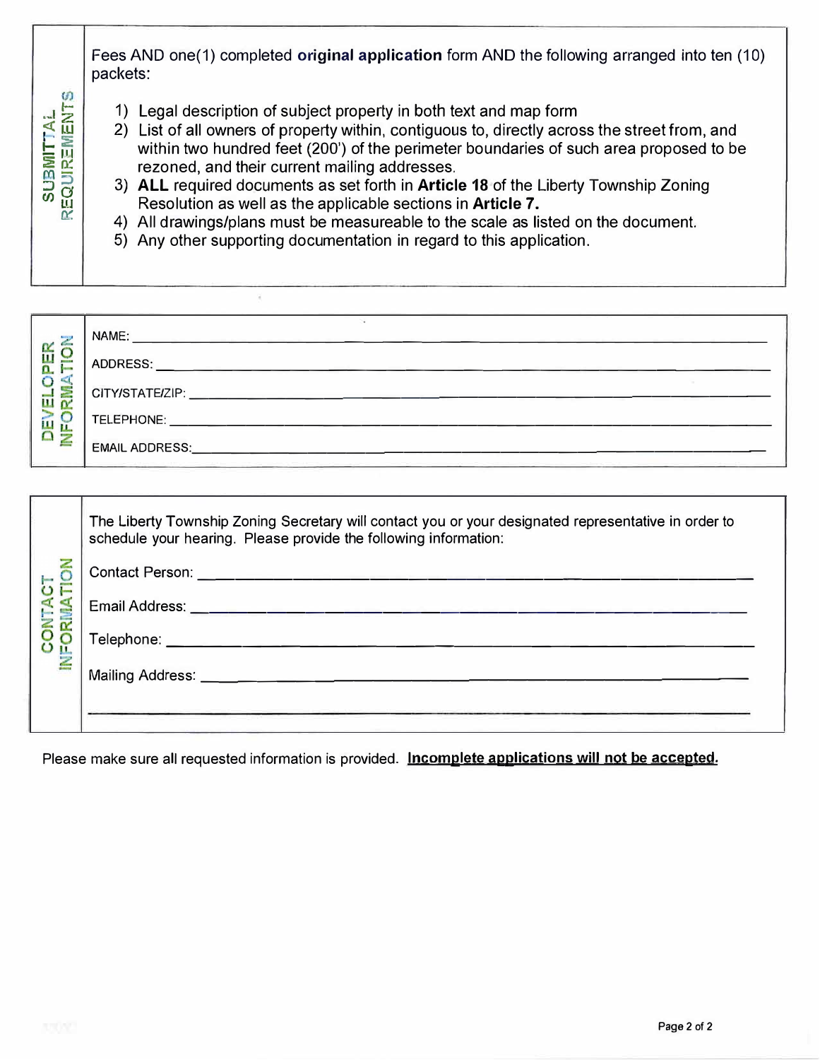## SUBMITTAL REQUIREMENTS

Fees AND one(1) completed **original application** form AND the following arranged into ten (10) packets:

1) Legal description of subject property in both text and map form
2) List of all owners of property within, contiguous to, directly across the street from, and within two hundred feet (200') of the perimeter boundaries of such area proposed to be rezoned, and their current mailing addresses.
3) **ALL** required documents as set forth in **Article 18** of the Liberty Township Zoning Resolution as well as the applicable sections in **Article 7.**
4) All drawings/plans must be measureable to the scale as listed on the document.
5) Any other supporting documentation in regard to this application.

## DEVELOPER INFORMATION

NAME: ______________________________

ADDRESS: ______________________________

CITY/STATE/ZIP: ______________________________

TELEPHONE: ______________________________

EMAIL ADDRESS: ______________________________

## CONTACT INFORMATION

The Liberty Township Zoning Secretary will contact you or your designated representative in order to schedule your hearing. Please provide the following information:

Contact Person: ______________________________

Email Address: ______________________________

Telephone: ______________________________

Mailing Address: ______________________________

______________________________

Please make sure all requested information is provided. **Incomplete applications will not be accepted.**